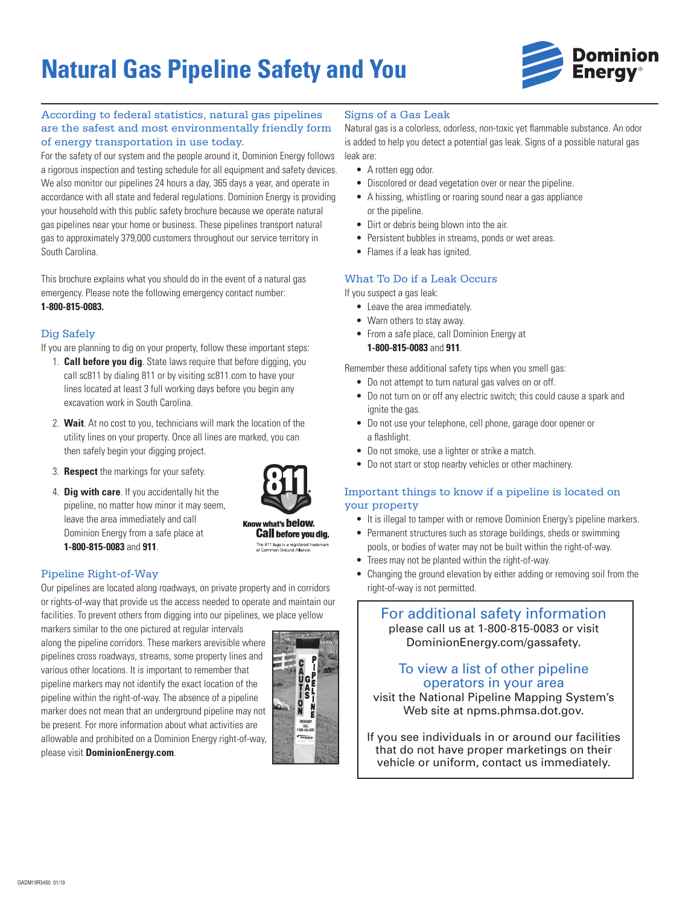# Natural Gas Pipeline Safety and You

## According to federal statistics, natural gas pipelines are the safest and most environmentally friendly form of energy transportation in use today.

For the safety of our system and the people around it, Dominion Energy follows a rigorous inspection and testing schedule for all equipment and safety devices. We also monitor our pipelines 24 hours a day, 365 days a year, and operate in accordance with all state and federal regulations. Dominion Energy is providing your household with this public safety brochure because we operate natural gas pipelines near your home or business. These pipelines transport natural gas to approximately 379,000 customers throughout our service territory in South Carolina.

This brochure explains what you should do in the event of a natural gas emergency. Please note the following emergency contact number: **1-800-815-0083.**

## Dig Safely

If you are planning to dig on your property, follow these important steps:

1. **Call before you dig**. State laws require that before digging, you call sc811 by dialing 811 or by visiting sc811.com to have your lines located at least 3 full working days before you begin any excavation work in South Carolina.
2. **Wait**. At no cost to you, technicians will mark the location of the utility lines on your property. Once all lines are marked, you can then safely begin your digging project.
3. **Respect** the markings for your safety.
4. **Dig with care**. If you accidentally hit the pipeline, no matter how minor it may seem, leave the area immediately and call Dominion Energy from a safe place at **1-800-815-0083** and **911**.

Know what's **below.** **Call** before you dig.

The 811 logo is a registered trademark of Common Ground Alliance.

## Pipeline Right-of-Way

Our pipelines are located along roadways, on private property and in corridors or rights-of-way that provide us the access needed to operate and maintain our facilities. To prevent others from digging into our pipelines, we place yellow markers similar to the one pictured at regular intervals along the pipeline corridors. These markers arevisible where pipelines cross roadways, streams, some property lines and various other locations. It is important to remember that pipeline markers may not identify the exact location of the pipeline within the right-of-way. The absence of a pipeline marker does not mean that an underground pipeline may not be present. For more information about what activities are allowable and prohibited on a Dominion Energy right-of-way, please visit **DominionEnergy.com**.

## Signs of a Gas Leak

Natural gas is a colorless, odorless, non-toxic yet flammable substance. An odor is added to help you detect a potential gas leak. Signs of a possible natural gas leak are:

- A rotten egg odor.
- Discolored or dead vegetation over or near the pipeline.
- A hissing, whistling or roaring sound near a gas appliance or the pipeline.
- Dirt or debris being blown into the air.
- Persistent bubbles in streams, ponds or wet areas.
- Flames if a leak has ignited.

## What To Do if a Leak Occurs

If you suspect a gas leak:

- Leave the area immediately.
- Warn others to stay away.
- From a safe place, call Dominion Energy at **1-800-815-0083** and **911**.

Remember these additional safety tips when you smell gas:

- Do not attempt to turn natural gas valves on or off.
- Do not turn on or off any electric switch; this could cause a spark and ignite the gas.
- Do not use your telephone, cell phone, garage door opener or a flashlight.
- Do not smoke, use a lighter or strike a match.
- Do not start or stop nearby vehicles or other machinery.

## Important things to know if a pipeline is located on your property

- It is illegal to tamper with or remove Dominion Energy's pipeline markers.
- Permanent structures such as storage buildings, sheds or swimming pools, or bodies of water may not be built within the right-of-way.
- Trees may not be planted within the right-of-way.
- Changing the ground elevation by either adding or removing soil from the right-of-way is not permitted.

### For additional safety information

please call us at 1-800-815-0083 or visit DominionEnergy.com/gassafety.

### To view a list of other pipeline operators in your area

visit the National Pipeline Mapping System's Web site at npms.phmsa.dot.gov.

If you see individuals in or around our facilities that do not have proper marketings on their vehicle or uniform, contact us immediately.

GADM19R3450 01/19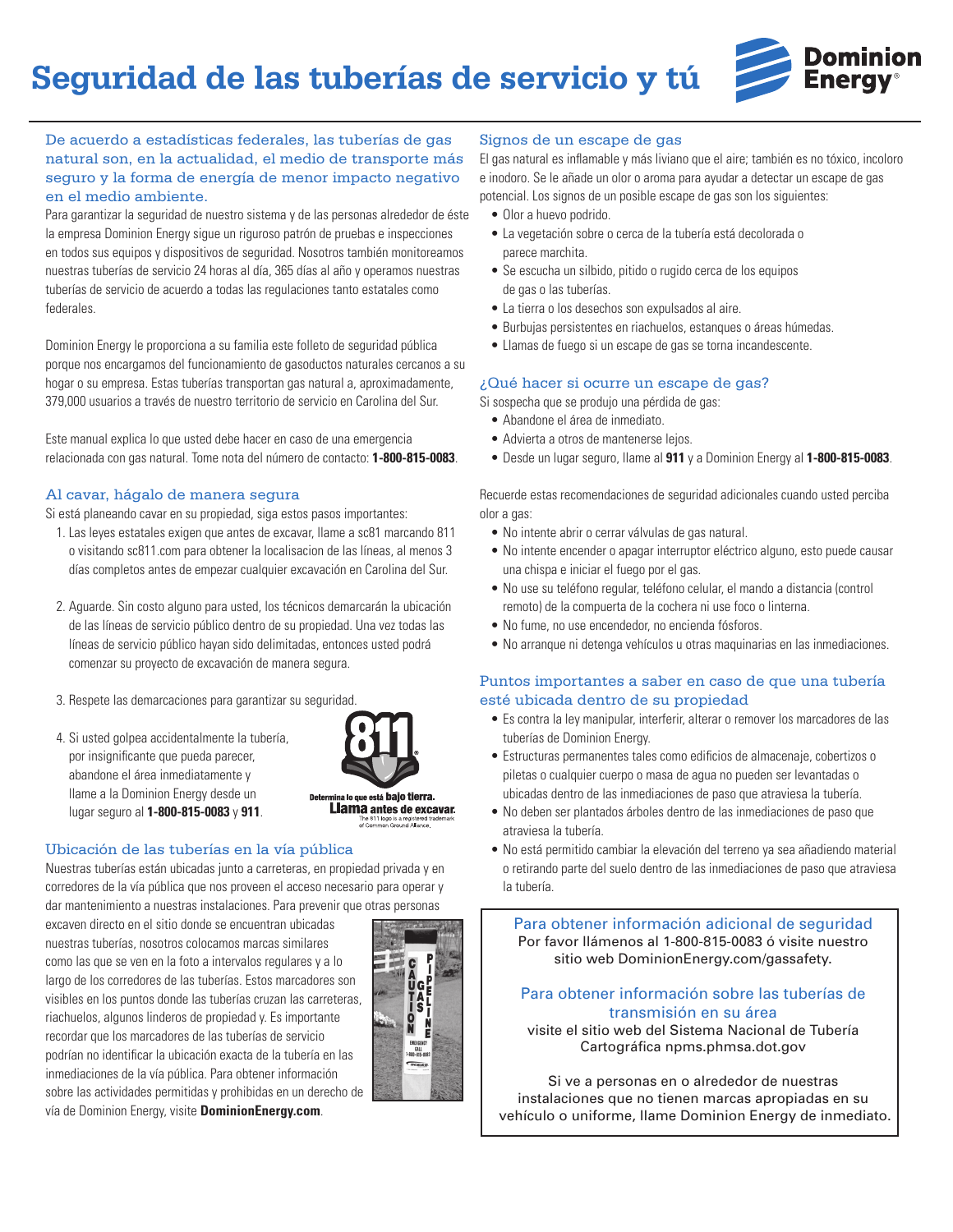# Seguridad de las tuberías de servicio y tú

De acuerdo a estadísticas federales, las tuberías de gas natural son, en la actualidad, el medio de transporte más seguro y la forma de energía de menor impacto negativo en el medio ambiente.

Para garantizar la seguridad de nuestro sistema y de las personas alrededor de éste la empresa Dominion Energy sigue un riguroso patrón de pruebas e inspecciones en todos sus equipos y dispositivos de seguridad. Nosotros también monitoreamos nuestras tuberías de servicio 24 horas al día, 365 días al año y operamos nuestras tuberías de servicio de acuerdo a todas las regulaciones tanto estatales como federales.

Dominion Energy le proporciona a su familia este folleto de seguridad pública porque nos encargamos del funcionamiento de gasoductos naturales cercanos a su hogar o su empresa. Estas tuberías transportan gas natural a, aproximadamente, 379,000 usuarios a través de nuestro territorio de servicio en Carolina del Sur.

Este manual explica lo que usted debe hacer en caso de una emergencia relacionada con gas natural. Tome nota del número de contacto: **1-800-815-0083**.

## Al cavar, hágalo de manera segura

Si está planeando cavar en su propiedad, siga estos pasos importantes:

1. Las leyes estatales exigen que antes de excavar, llame a sc81 marcando 811 o visitando sc811.com para obtener la localisacion de las líneas, al menos 3 días completos antes de empezar cualquier excavación en Carolina del Sur.
2. Aguarde. Sin costo alguno para usted, los técnicos demarcarán la ubicación de las líneas de servicio público dentro de su propiedad. Una vez todas las líneas de servicio público hayan sido delimitadas, entonces usted podrá comenzar su proyecto de excavación de manera segura.
3. Respete las demarcaciones para garantizar su seguridad.
4. Si usted golpea accidentalmente la tubería, por insignificante que pueda parecer, abandone el área inmediatamente y llame a la Dominion Energy desde un lugar seguro al **1-800-815-0083** y **911**.

811

Determina lo que está **bajo tierra.**
**Llama antes de excavar.**
The 811 logo is a registered trademark of Common Ground Alliance.

## Ubicación de las tuberías en la vía pública

Nuestras tuberías están ubicadas junto a carreteras, en propiedad privada y en corredores de la vía pública que nos proveen el acceso necesario para operar y dar mantenimiento a nuestras instalaciones. Para prevenir que otras personas excaven directo en el sitio donde se encuentran ubicadas nuestras tuberías, nosotros colocamos marcas similares como las que se ven en la foto a intervalos regulares y a lo largo de los corredores de las tuberías. Estos marcadores son visibles en los puntos donde las tuberías cruzan las carreteras, riachuelos, algunos linderos de propiedad y. Es importante recordar que los marcadores de las tuberías de servicio podrían no identificar la ubicación exacta de la tubería en las inmediaciones de la vía pública. Para obtener información sobre las actividades permitidas y prohibidas en un derecho de vía de Dominion Energy, visite **DominionEnergy.com**.

## Signos de un escape de gas

El gas natural es inflamable y más liviano que el aire; también es no tóxico, incoloro e inodoro. Se le añade un olor o aroma para ayudar a detectar un escape de gas potencial. Los signos de un posible escape de gas son los siguientes:

- Olor a huevo podrido.
- La vegetación sobre o cerca de la tubería está decolorada o parece marchita.
- Se escucha un silbido, pitido o rugido cerca de los equipos de gas o las tuberías.
- La tierra o los desechos son expulsados al aire.
- Burbujas persistentes en riachuelos, estanques o áreas húmedas.
- Llamas de fuego si un escape de gas se torna incandescente.

## ¿Qué hacer si ocurre un escape de gas?

Si sospecha que se produjo una pérdida de gas:

- Abandone el área de inmediato.
- Advierta a otros de mantenerse lejos.
- Desde un lugar seguro, llame al **911** y a Dominion Energy al **1-800-815-0083**.

Recuerde estas recomendaciones de seguridad adicionales cuando usted perciba olor a gas:

- No intente abrir o cerrar válvulas de gas natural.
- No intente encender o apagar interruptor eléctrico alguno, esto puede causar una chispa e iniciar el fuego por el gas.
- No use su teléfono regular, teléfono celular, el mando a distancia (control remoto) de la compuerta de la cochera ni use foco o linterna.
- No fume, no use encendedor, no encienda fósforos.
- No arranque ni detenga vehículos u otras maquinarias en las inmediaciones.

## Puntos importantes a saber en caso de que una tubería esté ubicada dentro de su propiedad

- Es contra la ley manipular, interferir, alterar o remover los marcadores de las tuberías de Dominion Energy.
- Estructuras permanentes tales como edificios de almacenaje, cobertizos o piletas o cualquier cuerpo o masa de agua no pueden ser levantadas o ubicadas dentro de las inmediaciones de paso que atraviesa la tubería.
- No deben ser plantados árboles dentro de las inmediaciones de paso que atraviesa la tubería.
- No está permitido cambiar la elevación del terreno ya sea añadiendo material o retirando parte del suelo dentro de las inmediaciones de paso que atraviesa la tubería.

### Para obtener información adicional de seguridad

Por favor llámenos al 1-800-815-0083 ó visite nuestro sitio web DominionEnergy.com/gassafety.

### Para obtener información sobre las tuberías de transmisión en su área

visite el sitio web del Sistema Nacional de Tubería Cartográfica npms.phmsa.dot.gov

Si ve a personas en o alrededor de nuestras instalaciones que no tienen marcas apropiadas en su vehículo o uniforme, llame Dominion Energy de inmediato.